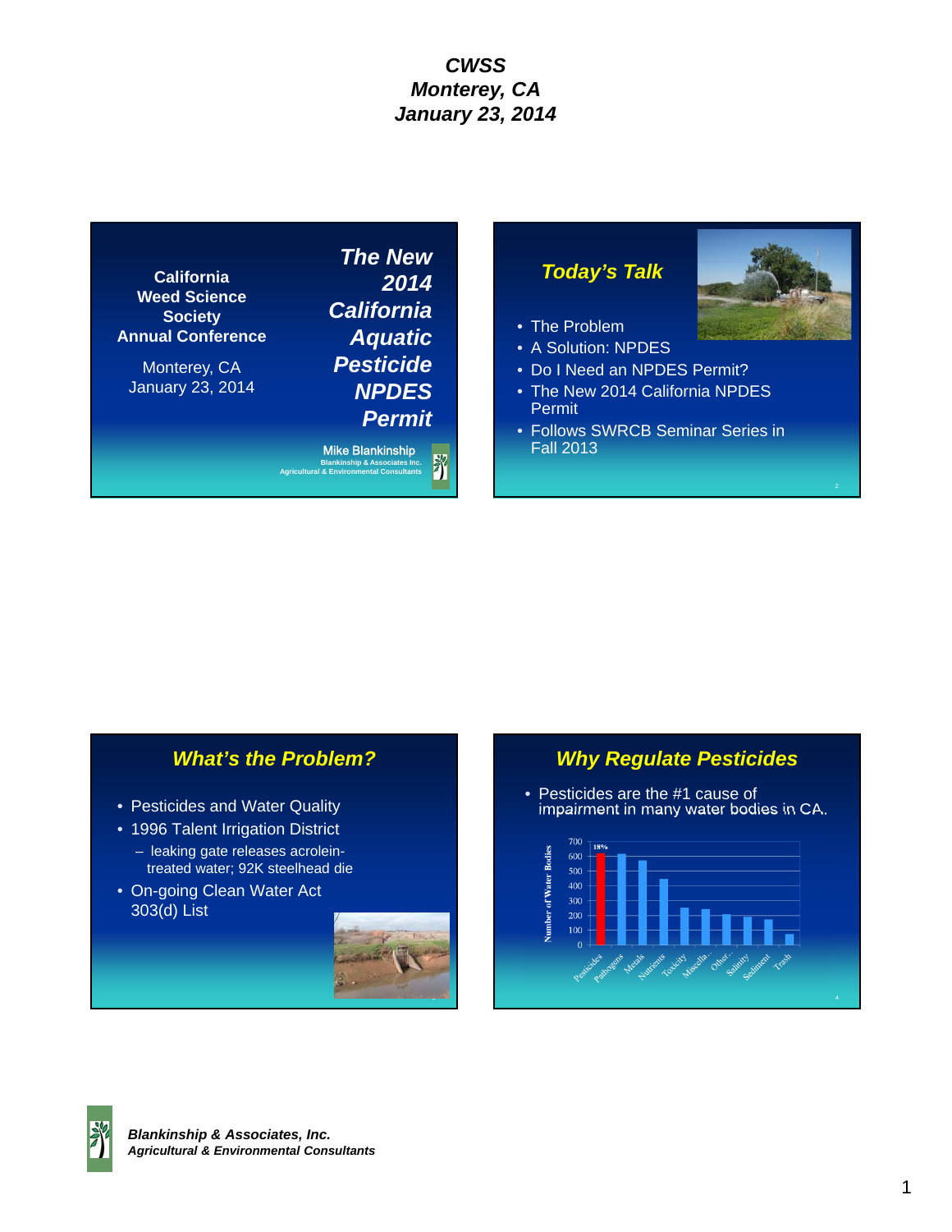# CWSS
## Monterey, CA
## January 23, 2014

---

**California Weed Science Society Annual Conference**

Monterey, CA
January 23, 2014

## *The New 2014 California Aquatic Pesticide NPDES Permit*

Mike Blankinship
Blankinship & Associates Inc.
Agricultural & Environmental Consultants

---

## *Today's Talk*

- The Problem
- A Solution: NPDES
- Do I Need an NPDES Permit?
- The New 2014 California NPDES Permit
- Follows SWRCB Seminar Series in Fall 2013

---

## *What's the Problem?*

- Pesticides and Water Quality
- 1996 Talent Irrigation District
  - leaking gate releases acrolein-treated water; 92K steelhead die
- On-going Clean Water Act 303(d) List

---

## *Why Regulate Pesticides*

- Pesticides are the #1 cause of impairment in many water bodies in CA.

| Category | Number of Water Bodies |
|---|---|
| Pesticides (18%) | ~610 |
| Pathogens | ~610 |
| Metals | ~570 |
| Nutrients | ~440 |
| Toxicity | ~250 |
| Miscella... | ~240 |
| Other... | ~210 |
| Salinity | ~190 |
| Sediment | ~170 |
| Trash | ~70 |

---

*Blankinship & Associates, Inc.*
*Agricultural & Environmental Consultants*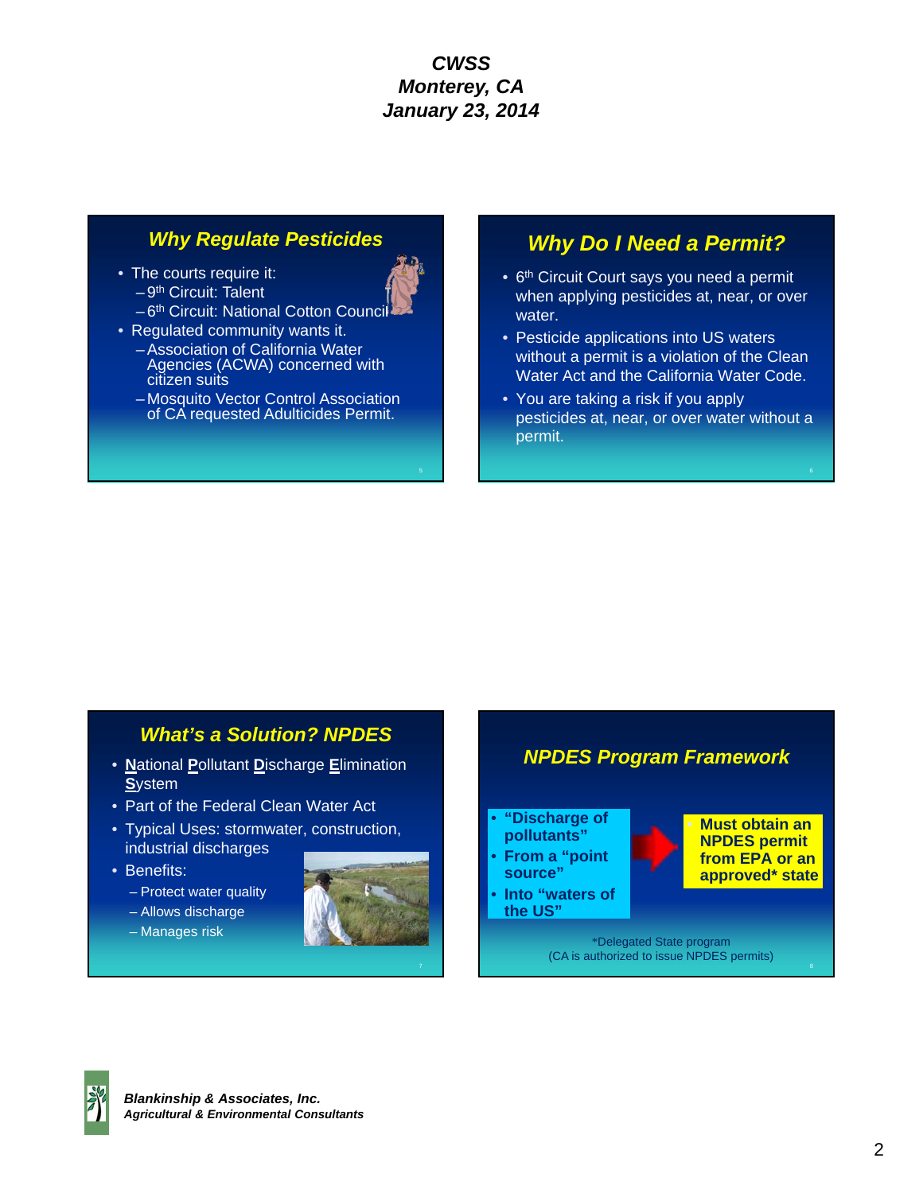***CWSS***
***Monterey, CA***
***January 23, 2014***

## *Why Regulate Pesticides*

- The courts require it:
  - 9th Circuit: Talent
  - 6th Circuit: National Cotton Council
- Regulated community wants it.
  - Association of California Water Agencies (ACWA) concerned with citizen suits
  - Mosquito Vector Control Association of CA requested Adulticides Permit.

## *Why Do I Need a Permit?*

- 6th Circuit Court says you need a permit when applying pesticides at, near, or over water.
- Pesticide applications into US waters without a permit is a violation of the Clean Water Act and the California Water Code.
- You are taking a risk if you apply pesticides at, near, or over water without a permit.

## *What's a Solution? NPDES*

- **N**ational **P**ollutant **D**ischarge **E**limination **S**ystem
- Part of the Federal Clean Water Act
- Typical Uses: stormwater, construction, industrial discharges
- Benefits:
  - Protect water quality
  - Allows discharge
  - Manages risk

## *NPDES Program Framework*

- **"Discharge of pollutants"**
- **From a "point source"**
- **Into "waters of the US"**

→ **Must obtain an NPDES permit from EPA or an approved\* state**

\*Delegated State program
(CA is authorized to issue NPDES permits)

***Blankinship & Associates, Inc.***
***Agricultural & Environmental Consultants***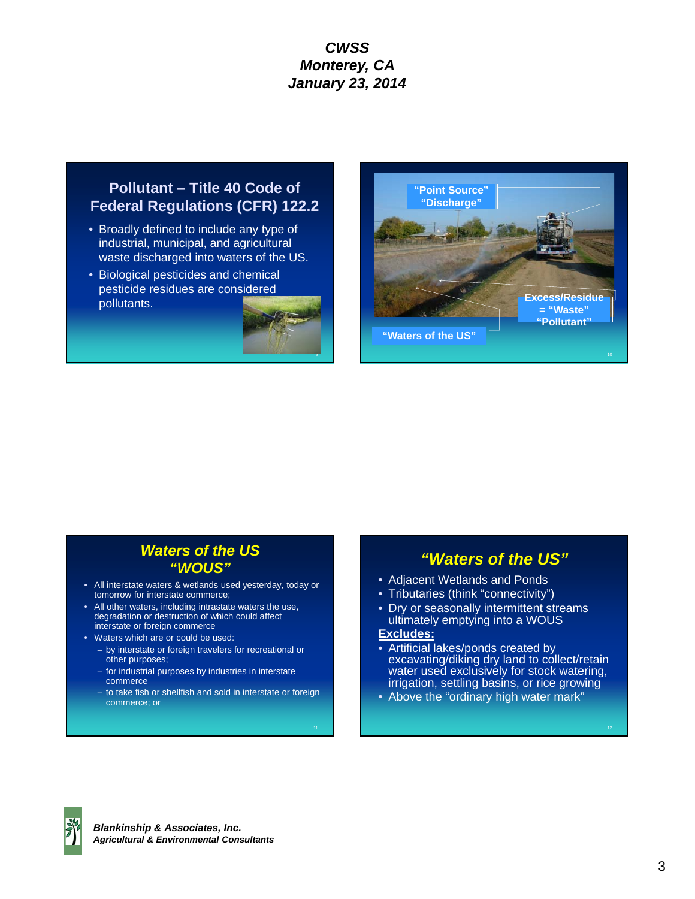*CWSS*
*Monterey, CA*
*January 23, 2014*

## Pollutant – Title 40 Code of Federal Regulations (CFR) 122.2

- Broadly defined to include any type of industrial, municipal, and agricultural waste discharged into waters of the US.
- Biological pesticides and chemical pesticide residues are considered pollutants.

"Point Source"
"Discharge"

Excess/Residue = "Waste"
"Pollutant"

"Waters of the US"

## *Waters of the US "WOUS"*

- All interstate waters & wetlands used yesterday, today or tomorrow for interstate commerce;
- All other waters, including intrastate waters the use, degradation or destruction of which could affect interstate or foreign commerce
- Waters which are or could be used:
  - by interstate or foreign travelers for recreational or other purposes;
  - for industrial purposes by industries in interstate commerce
  - to take fish or shellfish and sold in interstate or foreign commerce; or

## *"Waters of the US"*

- Adjacent Wetlands and Ponds
- Tributaries (think "connectivity")
- Dry or seasonally intermittent streams ultimately emptying into a WOUS

**Excludes:**

- Artificial lakes/ponds created by excavating/diking dry land to collect/retain water used exclusively for stock watering, irrigation, settling basins, or rice growing
- Above the "ordinary high water mark"

***Blankinship & Associates, Inc.***
***Agricultural & Environmental Consultants***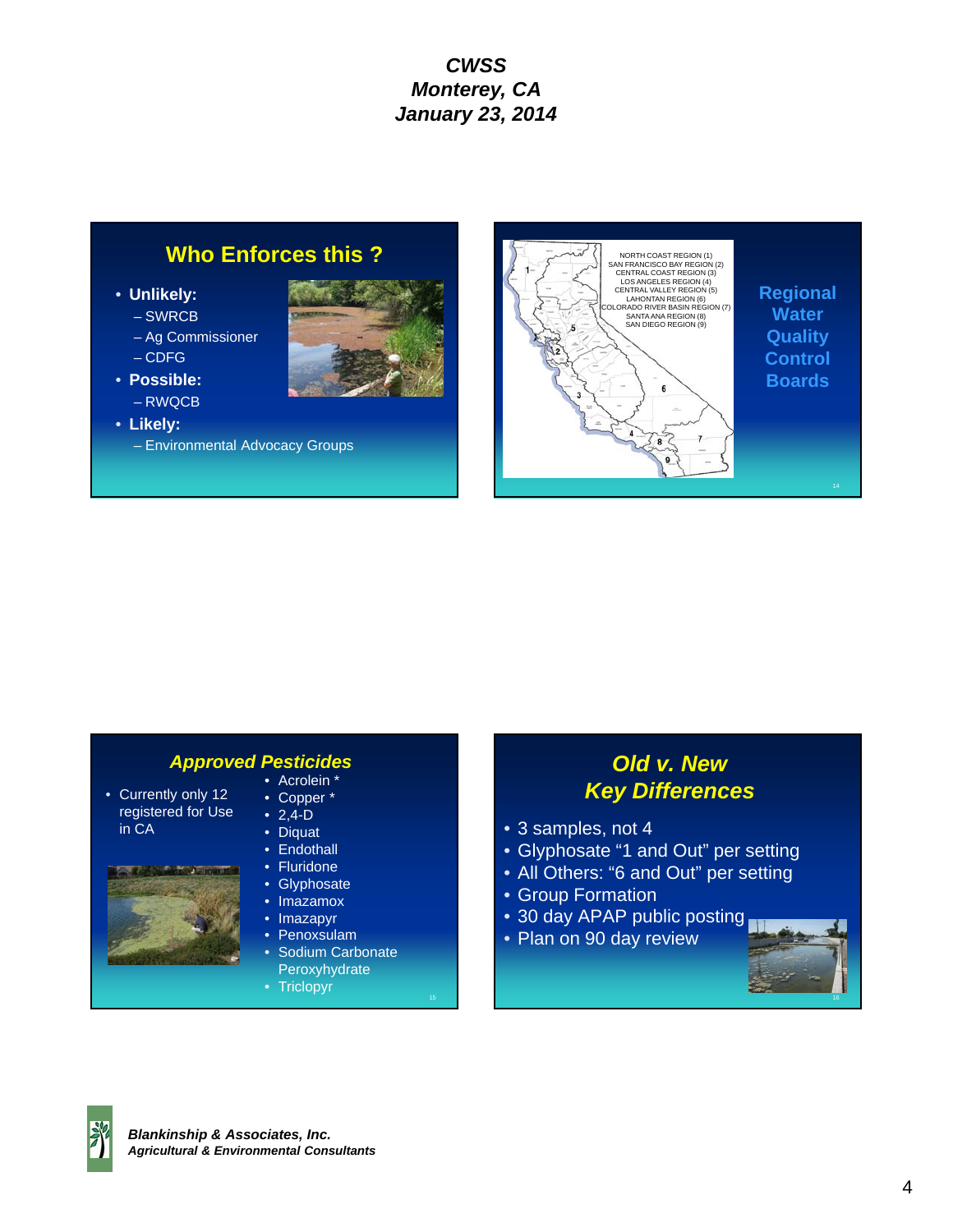*CWSS*
*Monterey, CA*
*January 23, 2014*

## Who Enforces this ?

- **Unlikely:**
  - SWRCB
  - Ag Commissioner
  - CDFG
- **Possible:**
  - RWQCB
- **Likely:**
  - Environmental Advocacy Groups

NORTH COAST REGION (1)
SAN FRANCISCO BAY REGION (2)
CENTRAL COAST REGION (3)
LOS ANGELES REGION (4)
CENTRAL VALLEY REGION (5)
LAHONTAN REGION (6)
COLORADO RIVER BASIN REGION (7)
SANTA ANA REGION (8)
SAN DIEGO REGION (9)

## Regional Water Quality Control Boards

## *Approved Pesticides*

- Currently only 12 registered for Use in CA

- Acrolein *
- Copper *
- 2,4-D
- Diquat
- Endothall
- Fluridone
- Glyphosate
- Imazamox
- Imazapyr
- Penoxsulam
- Sodium Carbonate Peroxyhydrate
- Triclopyr

## *Old v. New Key Differences*

- 3 samples, not 4
- Glyphosate "1 and Out" per setting
- All Others: "6 and Out" per setting
- Group Formation
- 30 day APAP public posting
- Plan on 90 day review

***Blankinship & Associates, Inc.***
***Agricultural & Environmental Consultants***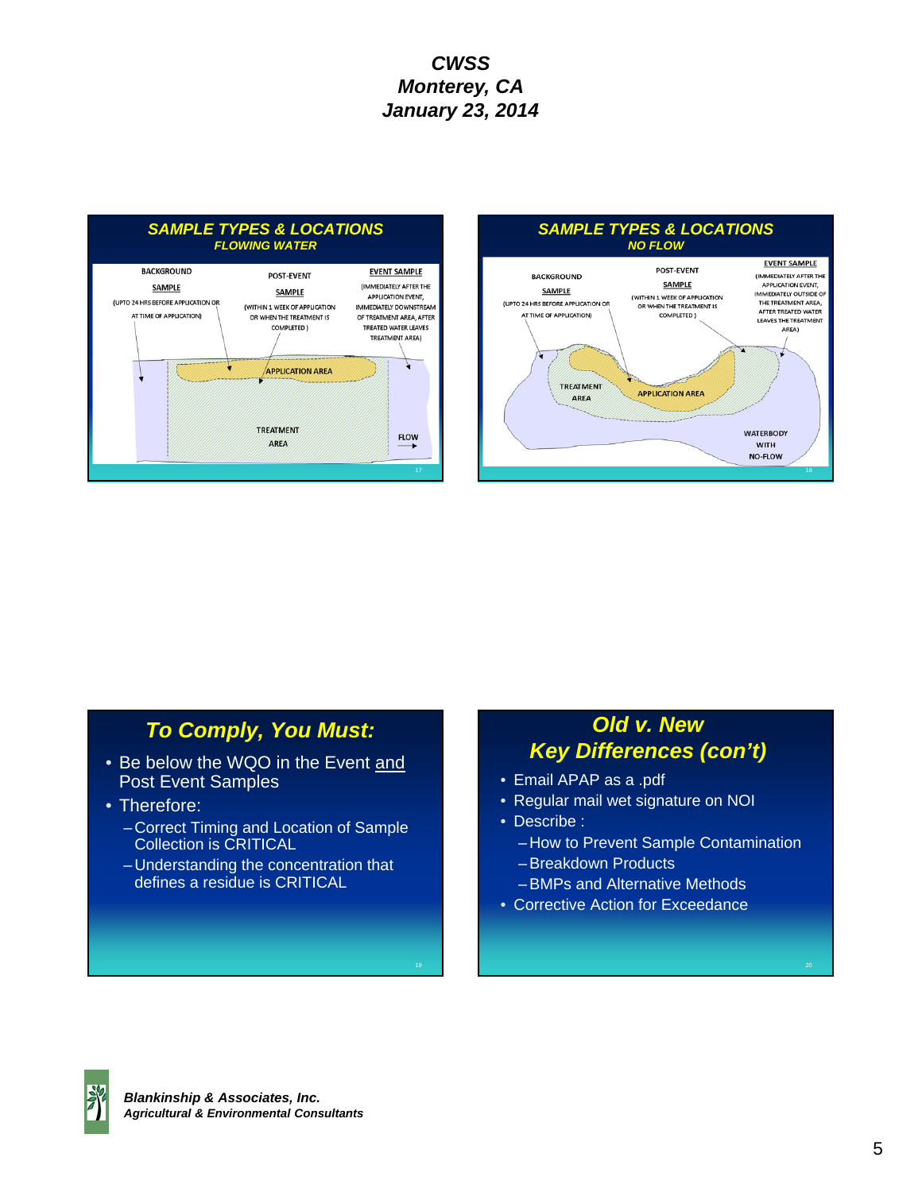**CWSS**
**Monterey, CA**
**January 23, 2014**

## SAMPLE TYPES & LOCATIONS
### FLOWING WATER

BACKGROUND SAMPLE (UPTO 24 HRS BEFORE APPLICATION OR AT TIME OF APPLICATION)

POST-EVENT SAMPLE (WITHIN 1 WEEK OF APPLICATION OR WHEN THE TREATMENT IS COMPLETED)

EVENT SAMPLE (IMMEDIATELY AFTER THE APPLICATION EVENT, IMMEDIATELY DOWNSTREAM OF TREATMENT AREA, AFTER TREATED WATER LEAVES TREATMENT AREA)

APPLICATION AREA

TREATMENT AREA

FLOW

## SAMPLE TYPES & LOCATIONS
### NO FLOW

BACKGROUND SAMPLE (UPTO 24 HRS BEFORE APPLICATION OR AT TIME OF APPLICATION)

POST-EVENT SAMPLE (WITHIN 1 WEEK OF APPLICATION OR WHEN THE TREATMENT IS COMPLETED)

EVENT SAMPLE (IMMEDIATELY AFTER THE APPLICATION EVENT, IMMEDIATELY OUTSIDE OF THE TREATMENT AREA, AFTER TREATED WATER LEAVES THE TREATMENT AREA)

TREATMENT AREA

APPLICATION AREA

WATERBODY WITH NO-FLOW

## To Comply, You Must:

- Be below the WQO in the Event and Post Event Samples
- Therefore:
  - Correct Timing and Location of Sample Collection is CRITICAL
  - Understanding the concentration that defines a residue is CRITICAL

## Old v. New Key Differences (con't)

- Email APAP as a .pdf
- Regular mail wet signature on NOI
- Describe :
  - How to Prevent Sample Contamination
  - Breakdown Products
  - BMPs and Alternative Methods
- Corrective Action for Exceedance

**Blankinship & Associates, Inc.**
*Agricultural & Environmental Consultants*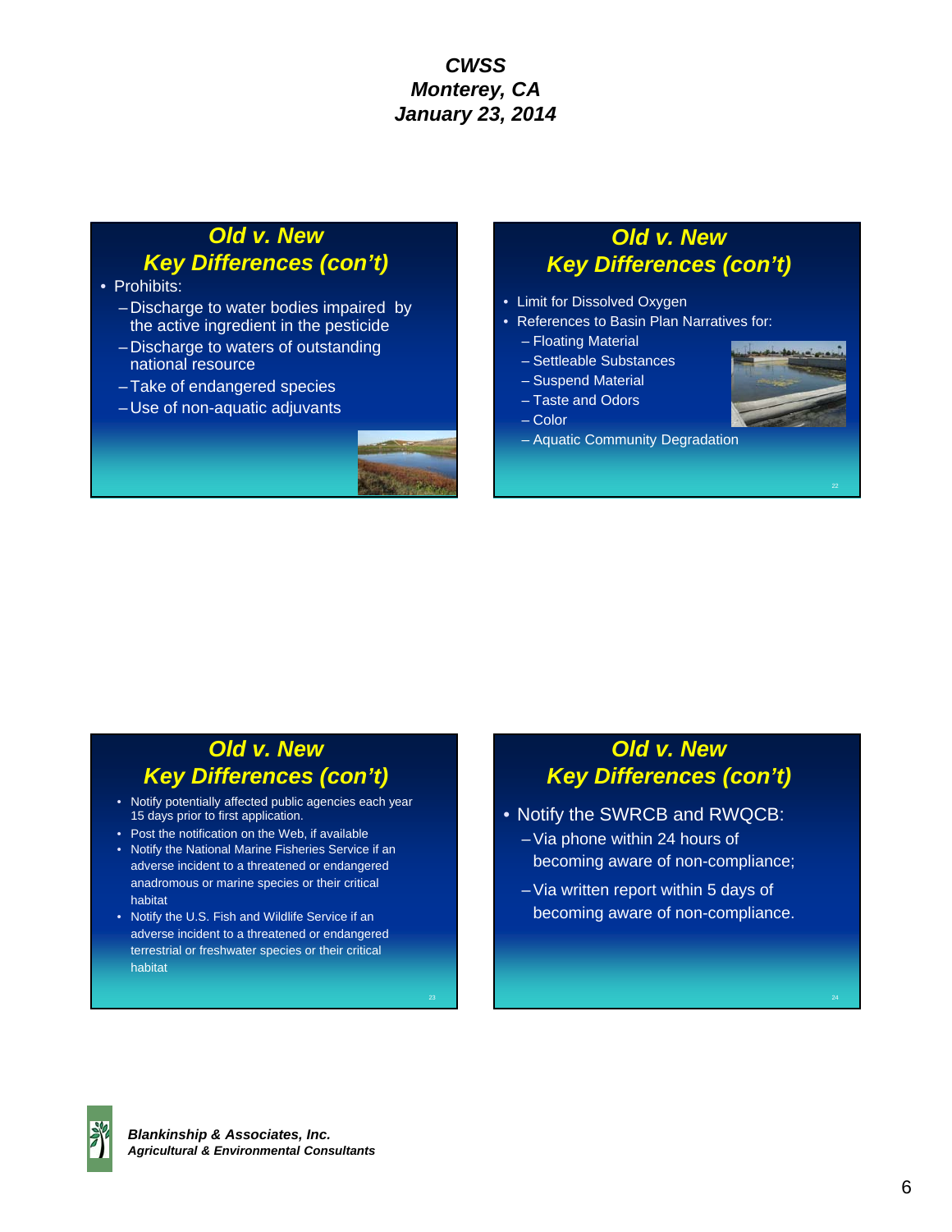## Old v. New Key Differences (con't)

- Prohibits:
  - Discharge to water bodies impaired by the active ingredient in the pesticide
  - Discharge to waters of outstanding national resource
  - Take of endangered species
  - Use of non-aquatic adjuvants

## Old v. New Key Differences (con't)

- Limit for Dissolved Oxygen
- References to Basin Plan Narratives for:
  - Floating Material
  - Settleable Substances
  - Suspend Material
  - Taste and Odors
  - Color
  - Aquatic Community Degradation

## Old v. New Key Differences (con't)

- Notify potentially affected public agencies each year 15 days prior to first application.
- Post the notification on the Web, if available
- Notify the National Marine Fisheries Service if an adverse incident to a threatened or endangered anadromous or marine species or their critical habitat
- Notify the U.S. Fish and Wildlife Service if an adverse incident to a threatened or endangered terrestrial or freshwater species or their critical habitat

## Old v. New Key Differences (con't)

- Notify the SWRCB and RWQCB:
  - Via phone within 24 hours of becoming aware of non-compliance;
  - Via written report within 5 days of becoming aware of non-compliance.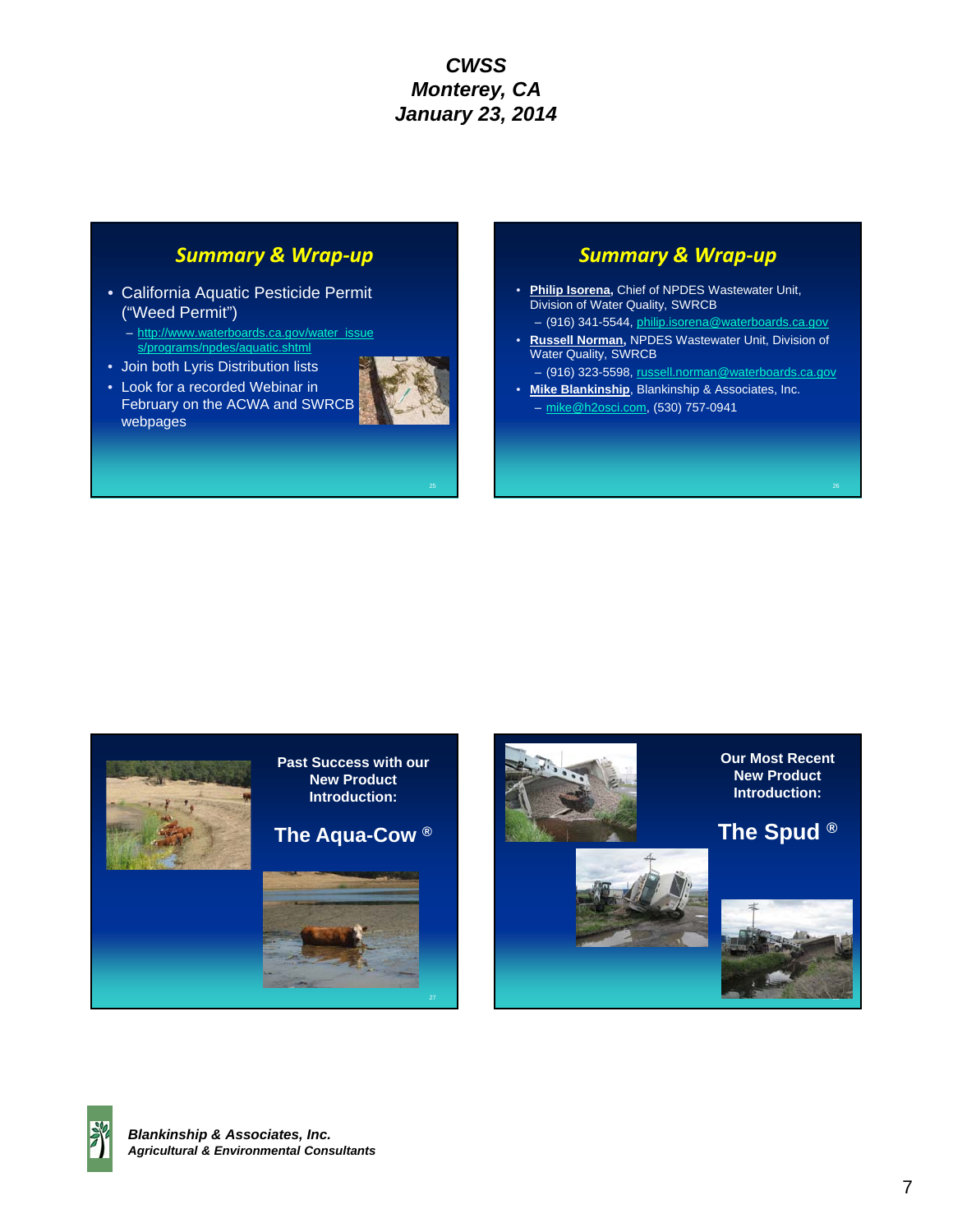***CWSS***
***Monterey, CA***
***January 23, 2014***

## Summary & Wrap-up

- California Aquatic Pesticide Permit ("Weed Permit")
  - http://www.waterboards.ca.gov/water_issues/programs/npdes/aquatic.shtml
- Join both Lyris Distribution lists
- Look for a recorded Webinar in February on the ACWA and SWRCB webpages

## Summary & Wrap-up

- **Philip Isorena,** Chief of NPDES Wastewater Unit, Division of Water Quality, SWRCB
  - (916) 341-5544, philip.isorena@waterboards.ca.gov
- **Russell Norman,** NPDES Wastewater Unit, Division of Water Quality, SWRCB
  - (916) 323-5598, russell.norman@waterboards.ca.gov
- **Mike Blankinship**, Blankinship & Associates, Inc.
  - mike@h2osci.com, (530) 757-0941

**Past Success with our New Product Introduction:**

**The Aqua-Cow ®**

**Our Most Recent New Product Introduction:**

**The Spud ®**

***Blankinship & Associates, Inc.***
***Agricultural & Environmental Consultants***